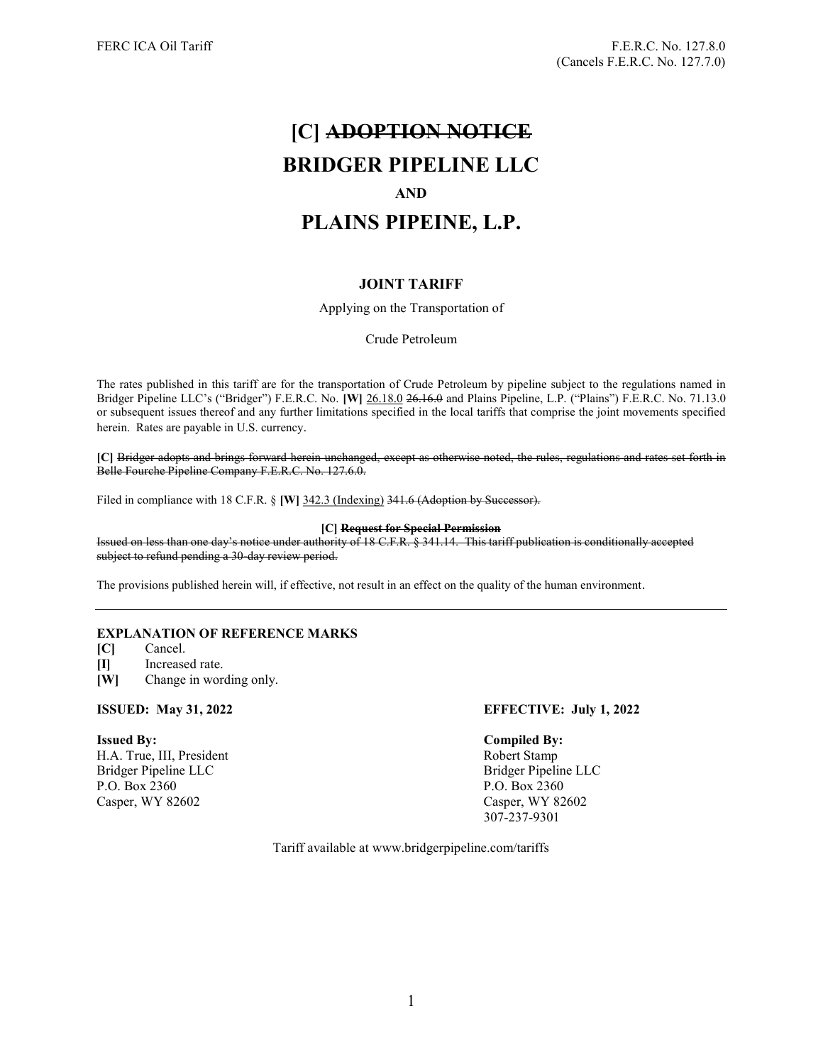FERC ICA Oil Tariff

F.E.R.C. No. 127.8.0
(Cancels F.E.R.C. No. 127.7.0)

# [C] ~~ADOPTION NOTICE~~

# BRIDGER PIPELINE LLC

### AND

# PLAINS PIPEINE, L.P.

### JOINT TARIFF

Applying on the Transportation of

Crude Petroleum

The rates published in this tariff are for the transportation of Crude Petroleum by pipeline subject to the regulations named in Bridger Pipeline LLC's ("Bridger") F.E.R.C. No. **[W]** 26.18.0 ~~26.16.0~~ and Plains Pipeline, L.P. ("Plains") F.E.R.C. No. 71.13.0 or subsequent issues thereof and any further limitations specified in the local tariffs that comprise the joint movements specified herein. Rates are payable in U.S. currency.

**[C]** ~~Bridger adopts and brings forward herein unchanged, except as otherwise noted, the rules, regulations and rates set forth in Belle Fourche Pipeline Company F.E.R.C. No. 127.6.0.~~

Filed in compliance with 18 C.F.R. § **[W]** 342.3 (Indexing) ~~341.6 (Adoption by Successor).~~

**[C] ~~Request for Special Permission~~**

~~Issued on less than one day's notice under authority of 18 C.F.R. § 341.14. This tariff publication is conditionally accepted subject to refund pending a 30-day review period.~~

The provisions published herein will, if effective, not result in an effect on the quality of the human environment.

---

**EXPLANATION OF REFERENCE MARKS**

**[C]** Cancel.
**[I]** Increased rate.
**[W]** Change in wording only.

**ISSUED: May 31, 2022**

**EFFECTIVE: July 1, 2022**

**Issued By:**
H.A. True, III, President
Bridger Pipeline LLC
P.O. Box 2360
Casper, WY 82602

**Compiled By:**
Robert Stamp
Bridger Pipeline LLC
P.O. Box 2360
Casper, WY 82602
307-237-9301

Tariff available at www.bridgerpipeline.com/tariffs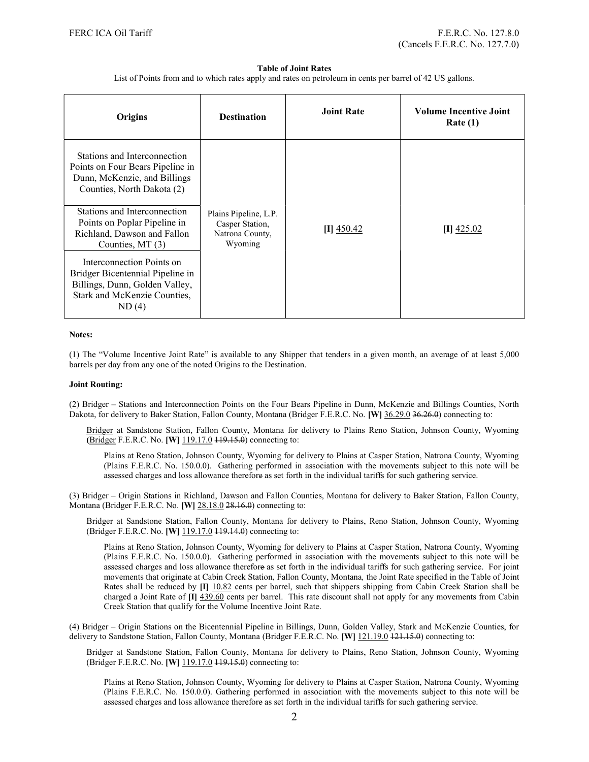FERC ICA Oil Tariff

F.E.R.C. No. 127.8.0
(Cancels F.E.R.C. No. 127.7.0)

**Table of Joint Rates**

List of Points from and to which rates apply and rates on petroleum in cents per barrel of 42 US gallons.

| Origins | Destination | Joint Rate | Volume Incentive Joint Rate (1) |
|---|---|---|---|
| Stations and Interconnection Points on Four Bears Pipeline in Dunn, McKenzie, and Billings Counties, North Dakota (2) | Plains Pipeline, L.P. Casper Station, Natrona County, Wyoming | **[I]** 450.42 | **[I]** 425.02 |
| Stations and Interconnection Points on Poplar Pipeline in Richland, Dawson and Fallon Counties, MT (3) | | | |
| Interconnection Points on Bridger Bicentennial Pipeline in Billings, Dunn, Golden Valley, Stark and McKenzie Counties, ND (4) | | | |

**Notes:**

(1) The "Volume Incentive Joint Rate" is available to any Shipper that tenders in a given month, an average of at least 5,000 barrels per day from any one of the noted Origins to the Destination.

**Joint Routing:**

(2) Bridger – Stations and Interconnection Points on the Four Bears Pipeline in Dunn, McKenzie and Billings Counties, North Dakota, for delivery to Baker Station, Fallon County, Montana (Bridger F.E.R.C. No. **[W]** 36.29.0 ~~36.26.0~~) connecting to:

> Bridger at Sandstone Station, Fallon County, Montana for delivery to Plains Reno Station, Johnson County, Wyoming (Bridger F.E.R.C. No. **[W]** 119.17.0 ~~119.15.0~~) connecting to:
>
> > Plains at Reno Station, Johnson County, Wyoming for delivery to Plains at Casper Station, Natrona County, Wyoming (Plains F.E.R.C. No. 150.0.0). Gathering performed in association with the movements subject to this note will be assessed charges and loss allowance therefore as set forth in the individual tariffs for such gathering service.

(3) Bridger – Origin Stations in Richland, Dawson and Fallon Counties, Montana for delivery to Baker Station, Fallon County, Montana (Bridger F.E.R.C. No. **[W]** 28.18.0 ~~28.16.0~~) connecting to:

> Bridger at Sandstone Station, Fallon County, Montana for delivery to Plains, Reno Station, Johnson County, Wyoming (Bridger F.E.R.C. No. **[W]** 119.17.0 ~~119.14.0~~) connecting to:
>
> > Plains at Reno Station, Johnson County, Wyoming for delivery to Plains at Casper Station, Natrona County, Wyoming (Plains F.E.R.C. No. 150.0.0). Gathering performed in association with the movements subject to this note will be assessed charges and loss allowance therefore as set forth in the individual tariffs for such gathering service. For joint movements that originate at Cabin Creek Station, Fallon County, Montana, the Joint Rate specified in the Table of Joint Rates shall be reduced by **[I]** 10.82 cents per barrel, such that shippers shipping from Cabin Creek Station shall be charged a Joint Rate of **[I]** 439.60 cents per barrel. This rate discount shall not apply for any movements from Cabin Creek Station that qualify for the Volume Incentive Joint Rate.

(4) Bridger – Origin Stations on the Bicentennial Pipeline in Billings, Dunn, Golden Valley, Stark and McKenzie Counties, for delivery to Sandstone Station, Fallon County, Montana (Bridger F.E.R.C. No. **[W]** 121.19.0 ~~121.15.0~~) connecting to:

> Bridger at Sandstone Station, Fallon County, Montana for delivery to Plains, Reno Station, Johnson County, Wyoming (Bridger F.E.R.C. No. **[W]** 119.17.0 ~~119.15.0~~) connecting to:
>
> > Plains at Reno Station, Johnson County, Wyoming for delivery to Plains at Casper Station, Natrona County, Wyoming (Plains F.E.R.C. No. 150.0.0). Gathering performed in association with the movements subject to this note will be assessed charges and loss allowance therefore as set forth in the individual tariffs for such gathering service.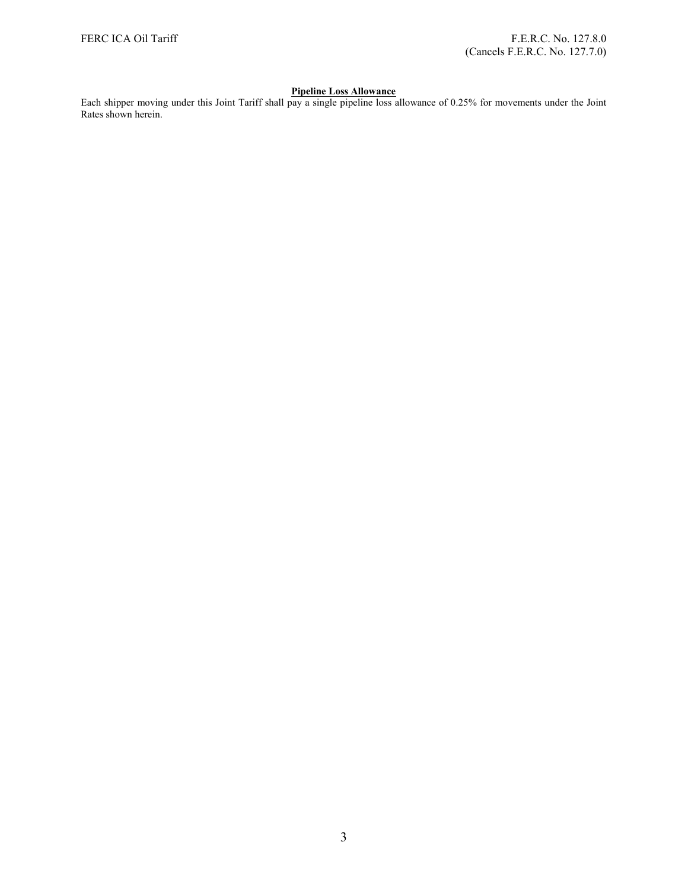**Pipeline Loss Allowance**

Each shipper moving under this Joint Tariff shall pay a single pipeline loss allowance of 0.25% for movements under the Joint Rates shown herein.